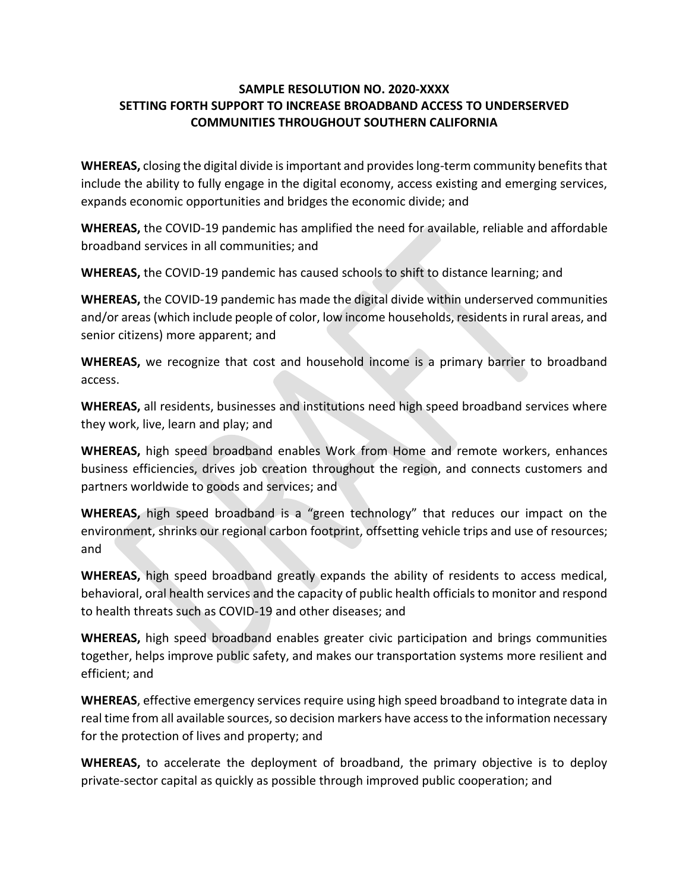**SAMPLE RESOLUTION NO. 2020-XXXX**
**SETTING FORTH SUPPORT TO INCREASE BROADBAND ACCESS TO UNDERSERVED COMMUNITIES THROUGHOUT SOUTHERN CALIFORNIA**

**WHEREAS,** closing the digital divide is important and provides long-term community benefits that include the ability to fully engage in the digital economy, access existing and emerging services, expands economic opportunities and bridges the economic divide; and

**WHEREAS,** the COVID-19 pandemic has amplified the need for available, reliable and affordable broadband services in all communities; and

**WHEREAS,** the COVID-19 pandemic has caused schools to shift to distance learning; and

**WHEREAS,** the COVID-19 pandemic has made the digital divide within underserved communities and/or areas (which include people of color, low income households, residents in rural areas, and senior citizens) more apparent; and

**WHEREAS,** we recognize that cost and household income is a primary barrier to broadband access.

**WHEREAS,** all residents, businesses and institutions need high speed broadband services where they work, live, learn and play; and

**WHEREAS,** high speed broadband enables Work from Home and remote workers, enhances business efficiencies, drives job creation throughout the region, and connects customers and partners worldwide to goods and services; and

**WHEREAS,** high speed broadband is a "green technology" that reduces our impact on the environment, shrinks our regional carbon footprint, offsetting vehicle trips and use of resources; and

**WHEREAS,** high speed broadband greatly expands the ability of residents to access medical, behavioral, oral health services and the capacity of public health officials to monitor and respond to health threats such as COVID-19 and other diseases; and

**WHEREAS,** high speed broadband enables greater civic participation and brings communities together, helps improve public safety, and makes our transportation systems more resilient and efficient; and

**WHEREAS**, effective emergency services require using high speed broadband to integrate data in real time from all available sources, so decision markers have access to the information necessary for the protection of lives and property; and

**WHEREAS,** to accelerate the deployment of broadband, the primary objective is to deploy private-sector capital as quickly as possible through improved public cooperation; and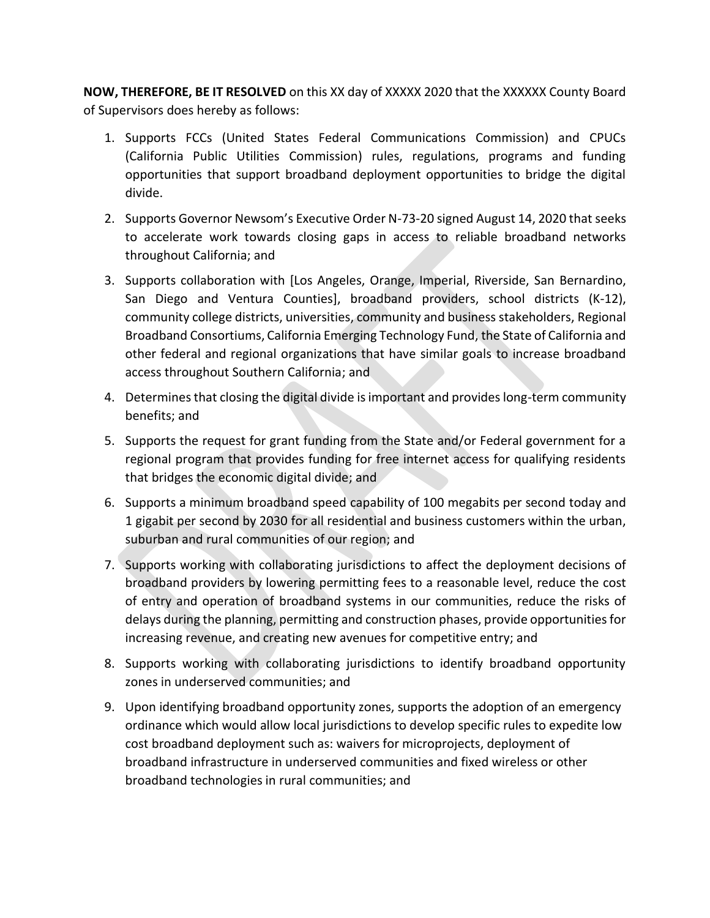**NOW, THEREFORE, BE IT RESOLVED** on this XX day of XXXXX 2020 that the XXXXXX County Board of Supervisors does hereby as follows:

1. Supports FCCs (United States Federal Communications Commission) and CPUCs (California Public Utilities Commission) rules, regulations, programs and funding opportunities that support broadband deployment opportunities to bridge the digital divide.
2. Supports Governor Newsom's Executive Order N-73-20 signed August 14, 2020 that seeks to accelerate work towards closing gaps in access to reliable broadband networks throughout California; and
3. Supports collaboration with [Los Angeles, Orange, Imperial, Riverside, San Bernardino, San Diego and Ventura Counties], broadband providers, school districts (K-12), community college districts, universities, community and business stakeholders, Regional Broadband Consortiums, California Emerging Technology Fund, the State of California and other federal and regional organizations that have similar goals to increase broadband access throughout Southern California; and
4. Determines that closing the digital divide is important and provides long-term community benefits; and
5. Supports the request for grant funding from the State and/or Federal government for a regional program that provides funding for free internet access for qualifying residents that bridges the economic digital divide; and
6. Supports a minimum broadband speed capability of 100 megabits per second today and 1 gigabit per second by 2030 for all residential and business customers within the urban, suburban and rural communities of our region; and
7. Supports working with collaborating jurisdictions to affect the deployment decisions of broadband providers by lowering permitting fees to a reasonable level, reduce the cost of entry and operation of broadband systems in our communities, reduce the risks of delays during the planning, permitting and construction phases, provide opportunities for increasing revenue, and creating new avenues for competitive entry; and
8. Supports working with collaborating jurisdictions to identify broadband opportunity zones in underserved communities; and
9. Upon identifying broadband opportunity zones, supports the adoption of an emergency ordinance which would allow local jurisdictions to develop specific rules to expedite low cost broadband deployment such as: waivers for microprojects, deployment of broadband infrastructure in underserved communities and fixed wireless or other broadband technologies in rural communities; and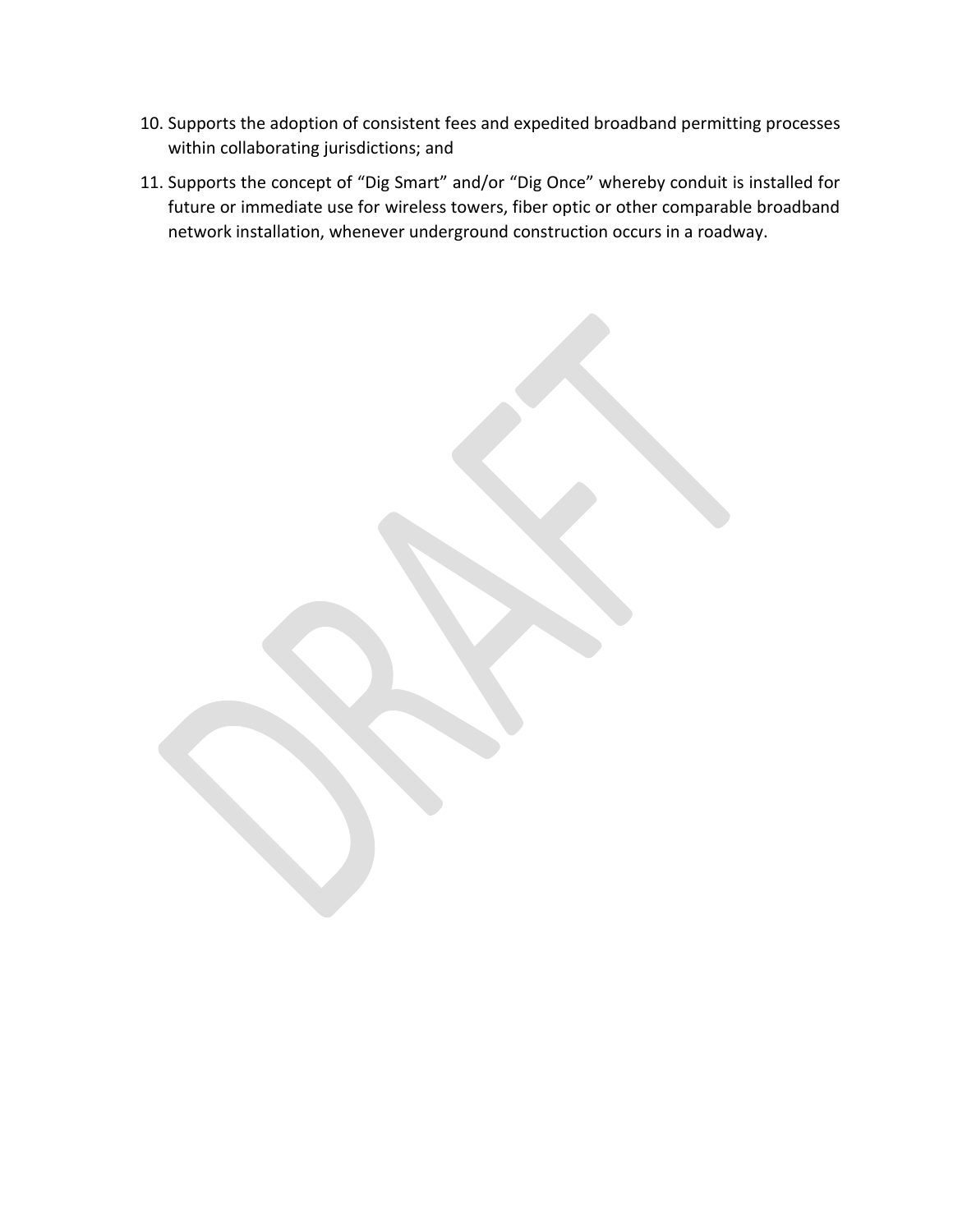10. Supports the adoption of consistent fees and expedited broadband permitting processes within collaborating jurisdictions; and
11. Supports the concept of “Dig Smart” and/or “Dig Once” whereby conduit is installed for future or immediate use for wireless towers, fiber optic or other comparable broadband network installation, whenever underground construction occurs in a roadway.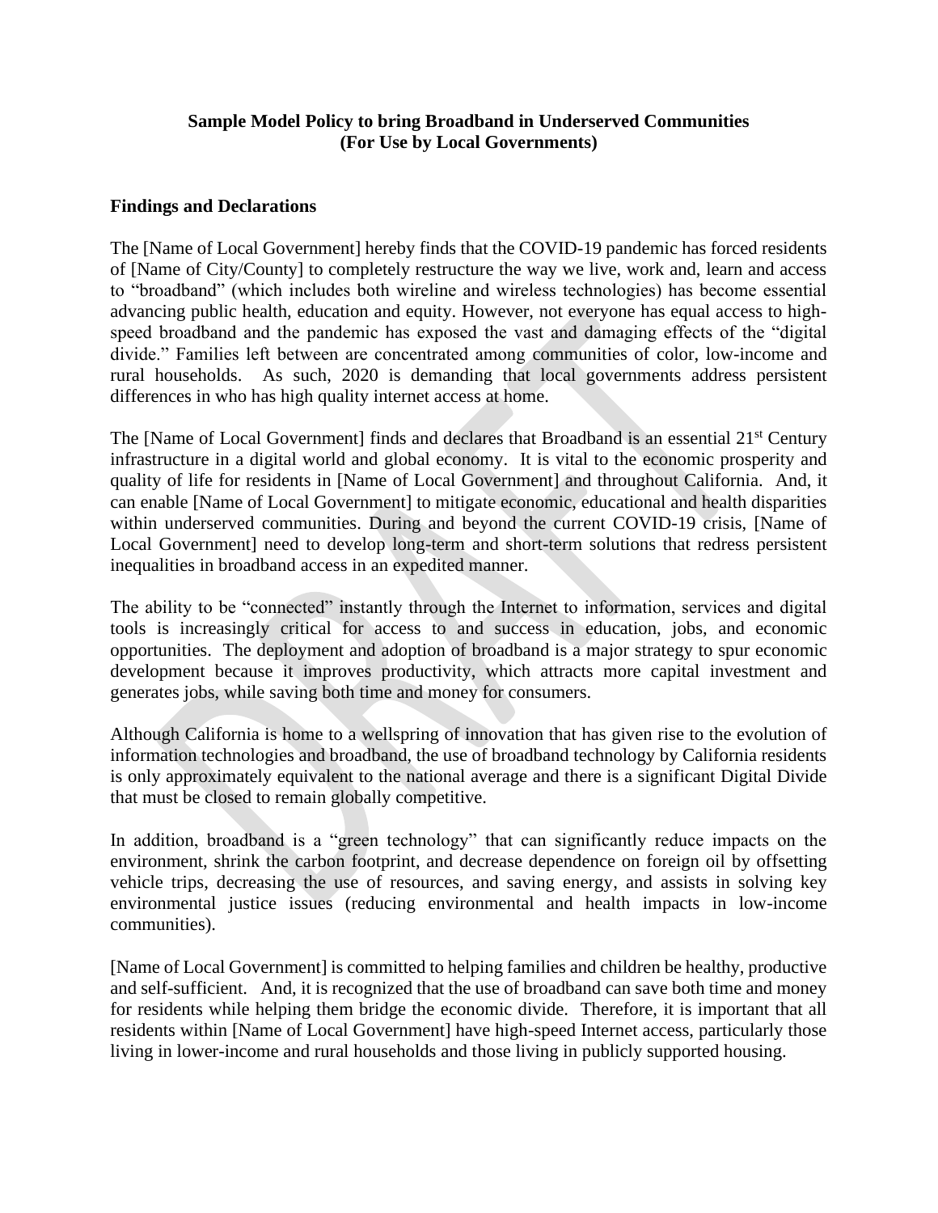**Sample Model Policy to bring Broadband in Underserved Communities (For Use by Local Governments)**

## Findings and Declarations

The [Name of Local Government] hereby finds that the COVID-19 pandemic has forced residents of [Name of City/County] to completely restructure the way we live, work and, learn and access to "broadband" (which includes both wireline and wireless technologies) has become essential advancing public health, education and equity. However, not everyone has equal access to high-speed broadband and the pandemic has exposed the vast and damaging effects of the "digital divide." Families left between are concentrated among communities of color, low-income and rural households. As such, 2020 is demanding that local governments address persistent differences in who has high quality internet access at home.

The [Name of Local Government] finds and declares that Broadband is an essential 21st Century infrastructure in a digital world and global economy. It is vital to the economic prosperity and quality of life for residents in [Name of Local Government] and throughout California. And, it can enable [Name of Local Government] to mitigate economic, educational and health disparities within underserved communities. During and beyond the current COVID-19 crisis, [Name of Local Government] need to develop long-term and short-term solutions that redress persistent inequalities in broadband access in an expedited manner.

The ability to be "connected" instantly through the Internet to information, services and digital tools is increasingly critical for access to and success in education, jobs, and economic opportunities. The deployment and adoption of broadband is a major strategy to spur economic development because it improves productivity, which attracts more capital investment and generates jobs, while saving both time and money for consumers.

Although California is home to a wellspring of innovation that has given rise to the evolution of information technologies and broadband, the use of broadband technology by California residents is only approximately equivalent to the national average and there is a significant Digital Divide that must be closed to remain globally competitive.

In addition, broadband is a "green technology" that can significantly reduce impacts on the environment, shrink the carbon footprint, and decrease dependence on foreign oil by offsetting vehicle trips, decreasing the use of resources, and saving energy, and assists in solving key environmental justice issues (reducing environmental and health impacts in low-income communities).

[Name of Local Government] is committed to helping families and children be healthy, productive and self-sufficient. And, it is recognized that the use of broadband can save both time and money for residents while helping them bridge the economic divide. Therefore, it is important that all residents within [Name of Local Government] have high-speed Internet access, particularly those living in lower-income and rural households and those living in publicly supported housing.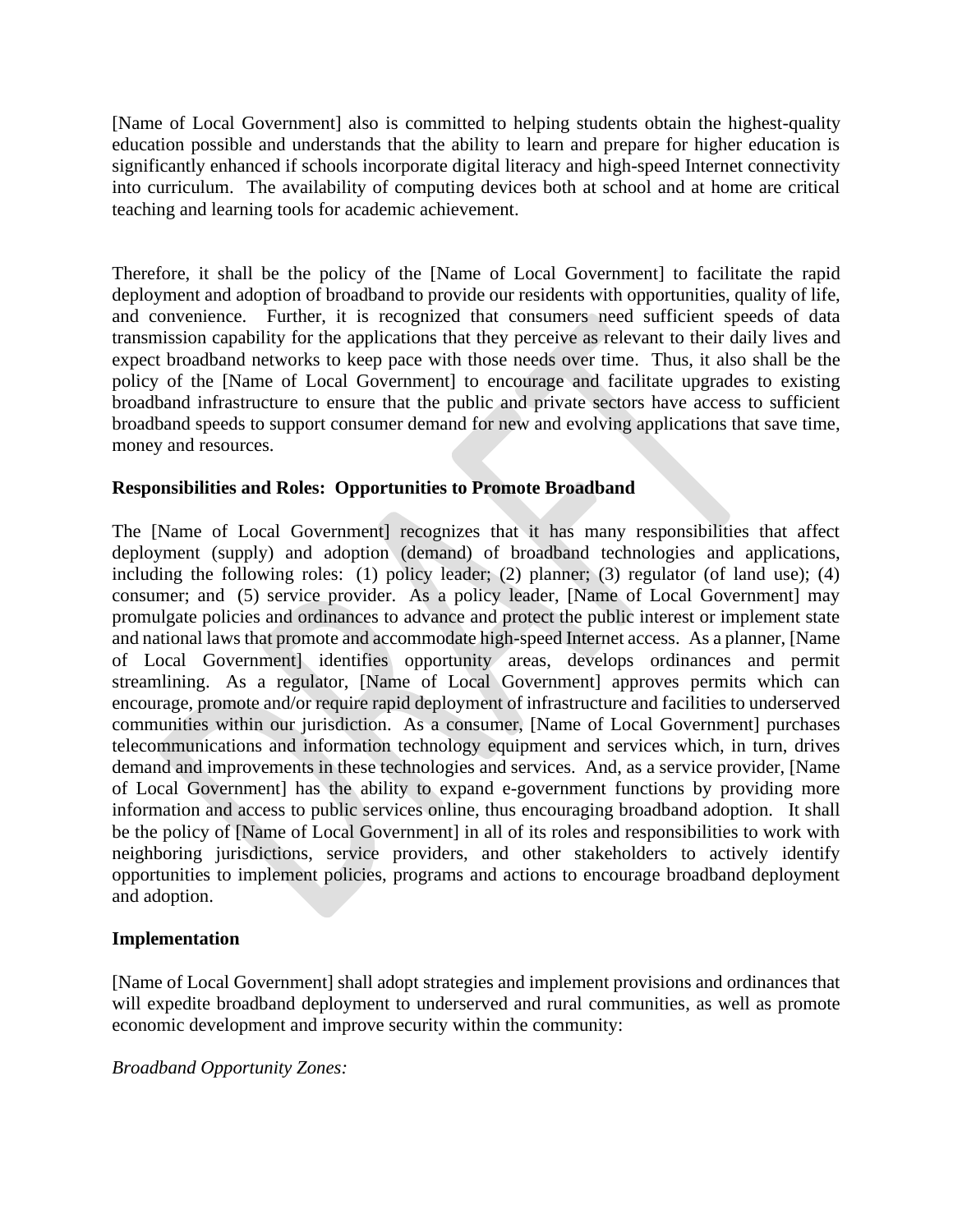[Name of Local Government] also is committed to helping students obtain the highest-quality education possible and understands that the ability to learn and prepare for higher education is significantly enhanced if schools incorporate digital literacy and high-speed Internet connectivity into curriculum. The availability of computing devices both at school and at home are critical teaching and learning tools for academic achievement.

Therefore, it shall be the policy of the [Name of Local Government] to facilitate the rapid deployment and adoption of broadband to provide our residents with opportunities, quality of life, and convenience. Further, it is recognized that consumers need sufficient speeds of data transmission capability for the applications that they perceive as relevant to their daily lives and expect broadband networks to keep pace with those needs over time. Thus, it also shall be the policy of the [Name of Local Government] to encourage and facilitate upgrades to existing broadband infrastructure to ensure that the public and private sectors have access to sufficient broadband speeds to support consumer demand for new and evolving applications that save time, money and resources.

**Responsibilities and Roles: Opportunities to Promote Broadband**

The [Name of Local Government] recognizes that it has many responsibilities that affect deployment (supply) and adoption (demand) of broadband technologies and applications, including the following roles: (1) policy leader; (2) planner; (3) regulator (of land use); (4) consumer; and (5) service provider. As a policy leader, [Name of Local Government] may promulgate policies and ordinances to advance and protect the public interest or implement state and national laws that promote and accommodate high-speed Internet access. As a planner, [Name of Local Government] identifies opportunity areas, develops ordinances and permit streamlining. As a regulator, [Name of Local Government] approves permits which can encourage, promote and/or require rapid deployment of infrastructure and facilities to underserved communities within our jurisdiction. As a consumer, [Name of Local Government] purchases telecommunications and information technology equipment and services which, in turn, drives demand and improvements in these technologies and services. And, as a service provider, [Name of Local Government] has the ability to expand e-government functions by providing more information and access to public services online, thus encouraging broadband adoption. It shall be the policy of [Name of Local Government] in all of its roles and responsibilities to work with neighboring jurisdictions, service providers, and other stakeholders to actively identify opportunities to implement policies, programs and actions to encourage broadband deployment and adoption.

**Implementation**

[Name of Local Government] shall adopt strategies and implement provisions and ordinances that will expedite broadband deployment to underserved and rural communities, as well as promote economic development and improve security within the community:

*Broadband Opportunity Zones:*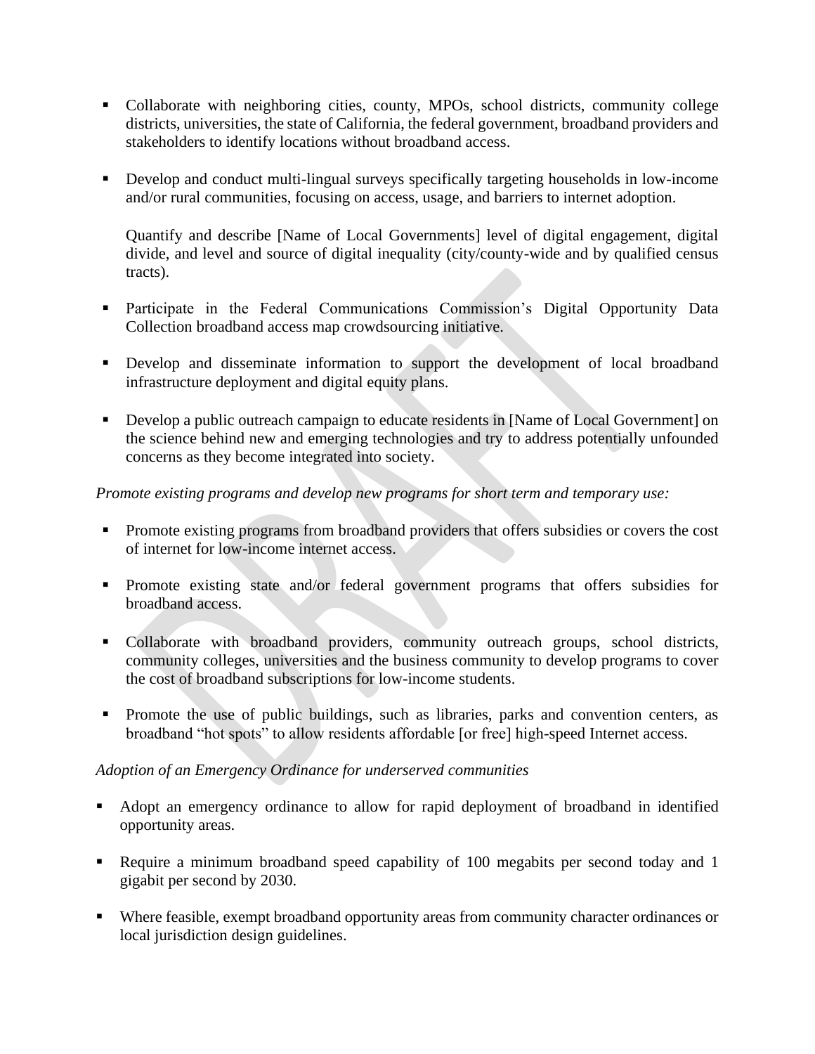- Collaborate with neighboring cities, county, MPOs, school districts, community college districts, universities, the state of California, the federal government, broadband providers and stakeholders to identify locations without broadband access.

- Develop and conduct multi-lingual surveys specifically targeting households in low-income and/or rural communities, focusing on access, usage, and barriers to internet adoption.

  Quantify and describe [Name of Local Governments] level of digital engagement, digital divide, and level and source of digital inequality (city/county-wide and by qualified census tracts).

- Participate in the Federal Communications Commission's Digital Opportunity Data Collection broadband access map crowdsourcing initiative.

- Develop and disseminate information to support the development of local broadband infrastructure deployment and digital equity plans.

- Develop a public outreach campaign to educate residents in [Name of Local Government] on the science behind new and emerging technologies and try to address potentially unfounded concerns as they become integrated into society.

*Promote existing programs and develop new programs for short term and temporary use:*

- Promote existing programs from broadband providers that offers subsidies or covers the cost of internet for low-income internet access.

- Promote existing state and/or federal government programs that offers subsidies for broadband access.

- Collaborate with broadband providers, community outreach groups, school districts, community colleges, universities and the business community to develop programs to cover the cost of broadband subscriptions for low-income students.

- Promote the use of public buildings, such as libraries, parks and convention centers, as broadband "hot spots" to allow residents affordable [or free] high-speed Internet access.

*Adoption of an Emergency Ordinance for underserved communities*

- Adopt an emergency ordinance to allow for rapid deployment of broadband in identified opportunity areas.

- Require a minimum broadband speed capability of 100 megabits per second today and 1 gigabit per second by 2030.

- Where feasible, exempt broadband opportunity areas from community character ordinances or local jurisdiction design guidelines.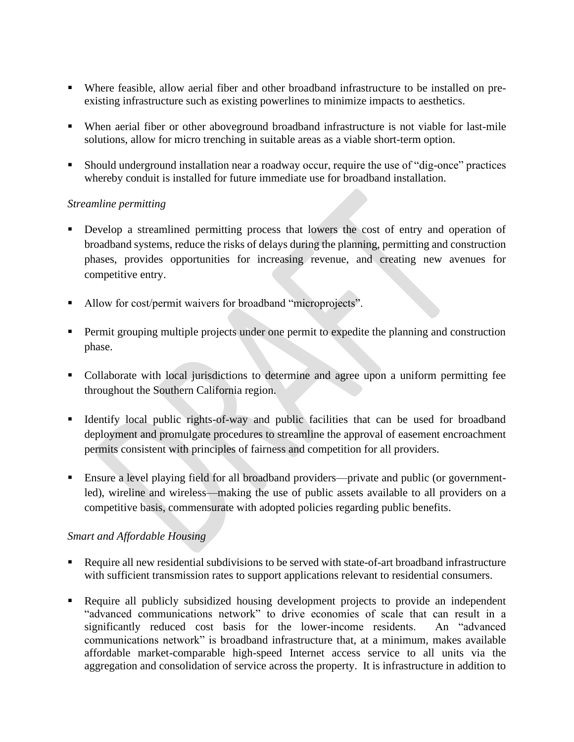- Where feasible, allow aerial fiber and other broadband infrastructure to be installed on pre-existing infrastructure such as existing powerlines to minimize impacts to aesthetics.
- When aerial fiber or other aboveground broadband infrastructure is not viable for last-mile solutions, allow for micro trenching in suitable areas as a viable short-term option.
- Should underground installation near a roadway occur, require the use of "dig-once" practices whereby conduit is installed for future immediate use for broadband installation.

*Streamline permitting*

- Develop a streamlined permitting process that lowers the cost of entry and operation of broadband systems, reduce the risks of delays during the planning, permitting and construction phases, provides opportunities for increasing revenue, and creating new avenues for competitive entry.
- Allow for cost/permit waivers for broadband "microprojects".
- Permit grouping multiple projects under one permit to expedite the planning and construction phase.
- Collaborate with local jurisdictions to determine and agree upon a uniform permitting fee throughout the Southern California region.
- Identify local public rights-of-way and public facilities that can be used for broadband deployment and promulgate procedures to streamline the approval of easement encroachment permits consistent with principles of fairness and competition for all providers.
- Ensure a level playing field for all broadband providers—private and public (or government-led), wireline and wireless—making the use of public assets available to all providers on a competitive basis, commensurate with adopted policies regarding public benefits.

*Smart and Affordable Housing*

- Require all new residential subdivisions to be served with state-of-art broadband infrastructure with sufficient transmission rates to support applications relevant to residential consumers.
- Require all publicly subsidized housing development projects to provide an independent "advanced communications network" to drive economies of scale that can result in a significantly reduced cost basis for the lower-income residents. An "advanced communications network" is broadband infrastructure that, at a minimum, makes available affordable market-comparable high-speed Internet access service to all units via the aggregation and consolidation of service across the property. It is infrastructure in addition to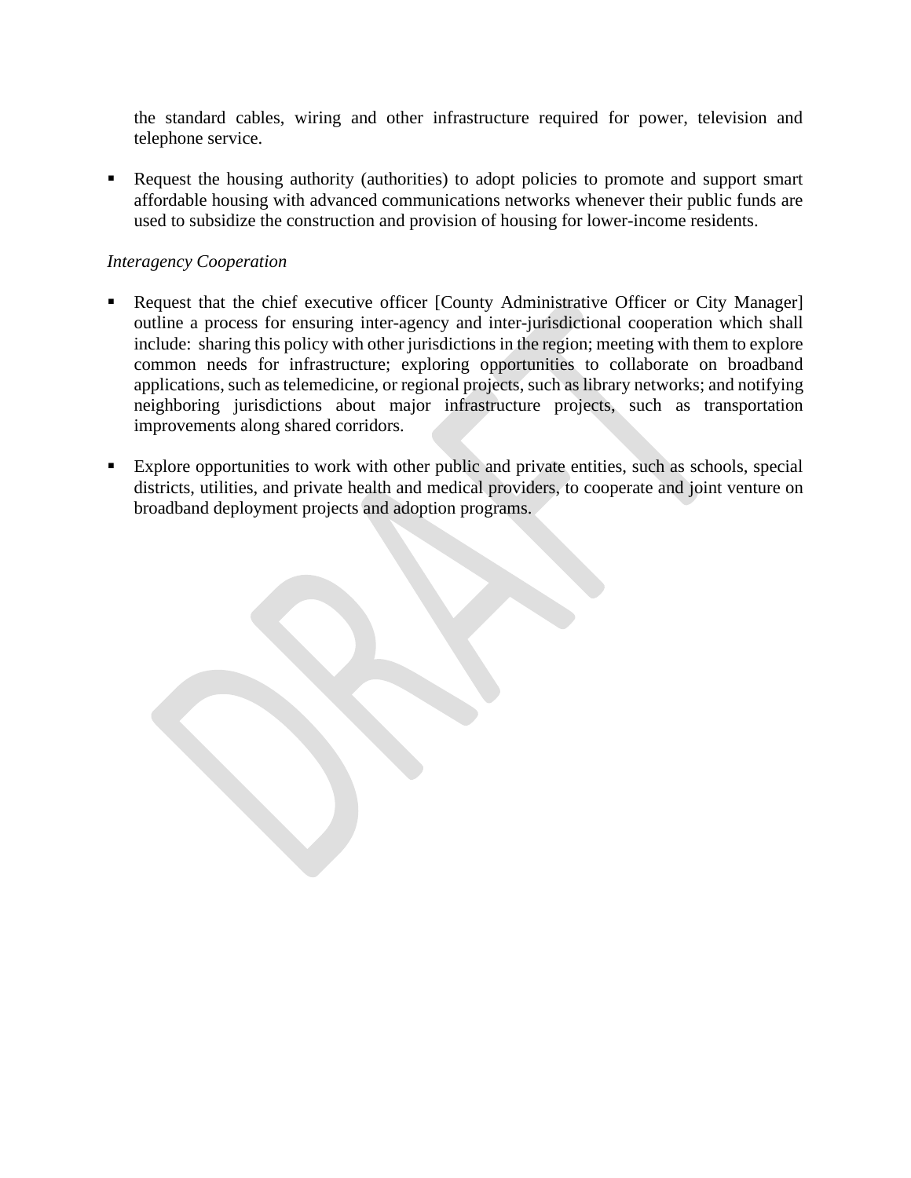the standard cables, wiring and other infrastructure required for power, television and telephone service.

- Request the housing authority (authorities) to adopt policies to promote and support smart affordable housing with advanced communications networks whenever their public funds are used to subsidize the construction and provision of housing for lower-income residents.

*Interagency Cooperation*

- Request that the chief executive officer [County Administrative Officer or City Manager] outline a process for ensuring inter-agency and inter-jurisdictional cooperation which shall include: sharing this policy with other jurisdictions in the region; meeting with them to explore common needs for infrastructure; exploring opportunities to collaborate on broadband applications, such as telemedicine, or regional projects, such as library networks; and notifying neighboring jurisdictions about major infrastructure projects, such as transportation improvements along shared corridors.

- Explore opportunities to work with other public and private entities, such as schools, special districts, utilities, and private health and medical providers, to cooperate and joint venture on broadband deployment projects and adoption programs.